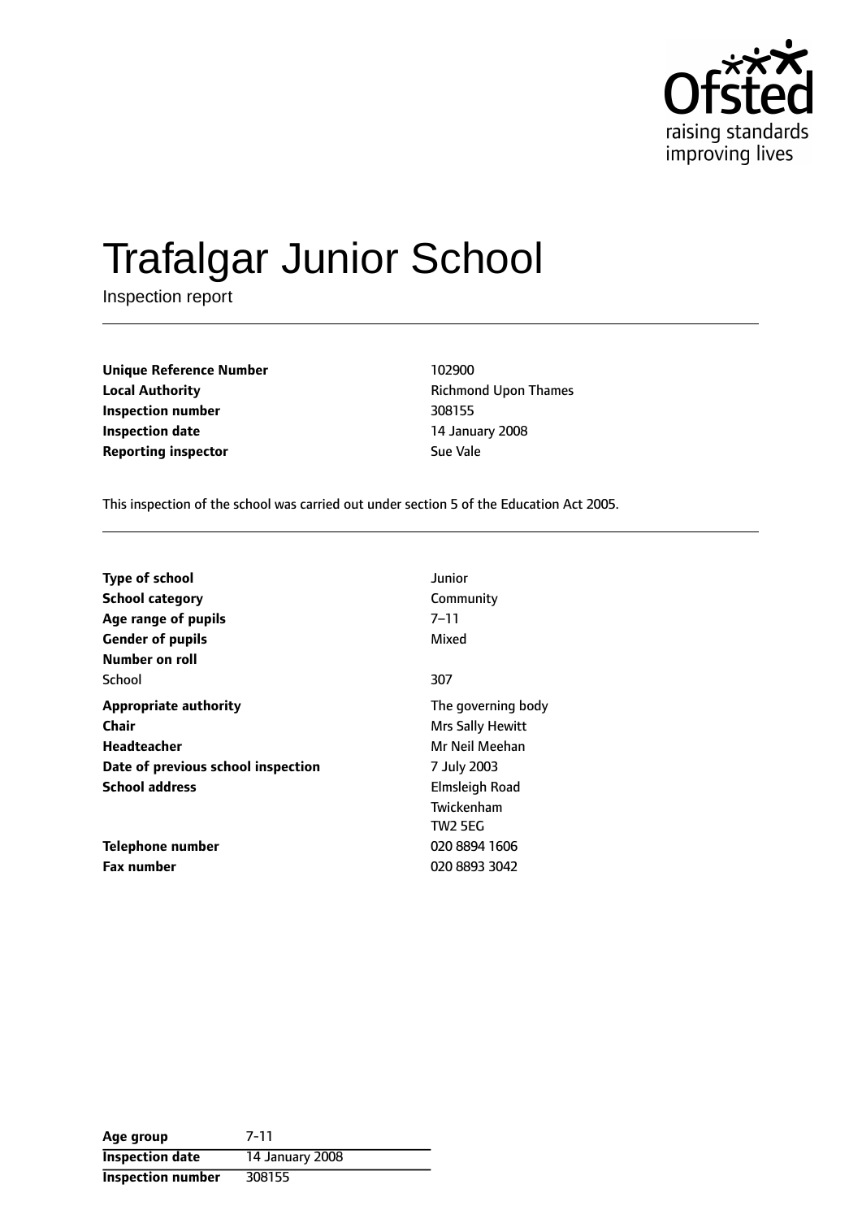Ofsted
raising standards
improving lives

# Trafalgar Junior School

Inspection report

| | |
|---|---|
| **Unique Reference Number** | 102900 |
| **Local Authority** | Richmond Upon Thames |
| **Inspection number** | 308155 |
| **Inspection date** | 14 January 2008 |
| **Reporting inspector** | Sue Vale |

This inspection of the school was carried out under section 5 of the Education Act 2005.

| | |
|---|---|
| **Type of school** | Junior |
| **School category** | Community |
| **Age range of pupils** | 7–11 |
| **Gender of pupils** | Mixed |
| **Number on roll** | |
| School | 307 |
| **Appropriate authority** | The governing body |
| **Chair** | Mrs Sally Hewitt |
| **Headteacher** | Mr Neil Meehan |
| **Date of previous school inspection** | 7 July 2003 |
| **School address** | Elmsleigh Road<br>Twickenham<br>TW2 5EG |
| **Telephone number** | 020 8894 1606 |
| **Fax number** | 020 8893 3042 |

| | |
|---|---|
| **Age group** | 7-11 |
| **Inspection date** | 14 January 2008 |
| **Inspection number** | 308155 |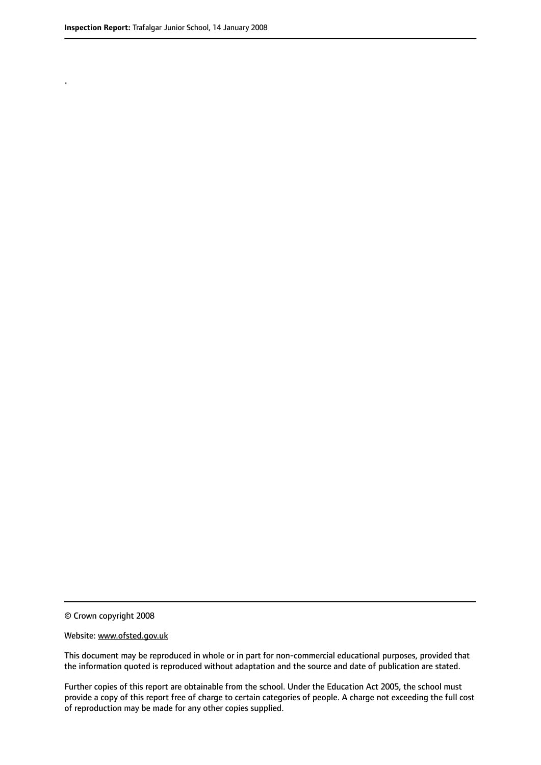.

© Crown copyright 2008

Website: www.ofsted.gov.uk

This document may be reproduced in whole or in part for non-commercial educational purposes, provided that the information quoted is reproduced without adaptation and the source and date of publication are stated.

Further copies of this report are obtainable from the school. Under the Education Act 2005, the school must provide a copy of this report free of charge to certain categories of people. A charge not exceeding the full cost of reproduction may be made for any other copies supplied.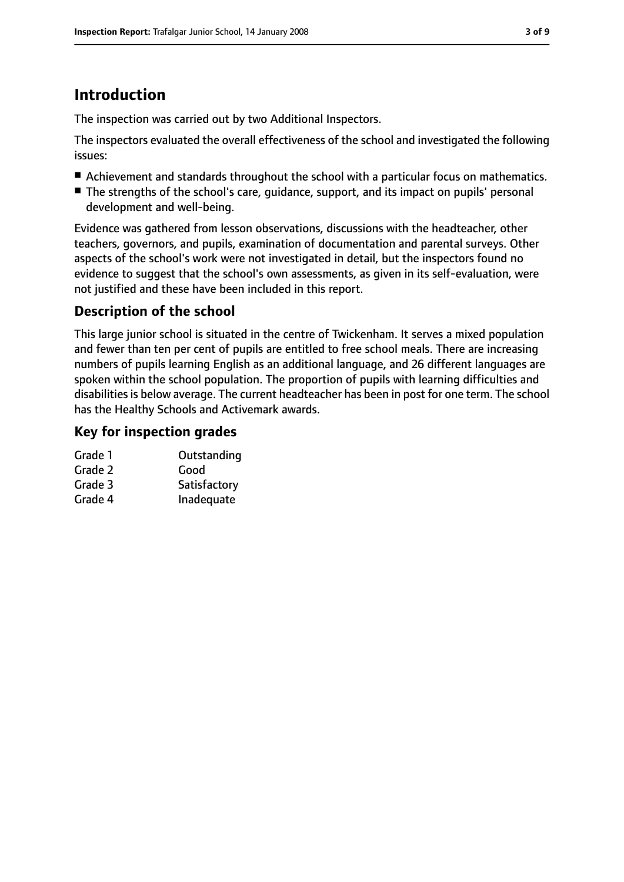# Introduction

The inspection was carried out by two Additional Inspectors.

The inspectors evaluated the overall effectiveness of the school and investigated the following issues:

- Achievement and standards throughout the school with a particular focus on mathematics.
- The strengths of the school's care, guidance, support, and its impact on pupils' personal development and well-being.

Evidence was gathered from lesson observations, discussions with the headteacher, other teachers, governors, and pupils, examination of documentation and parental surveys. Other aspects of the school's work were not investigated in detail, but the inspectors found no evidence to suggest that the school's own assessments, as given in its self-evaluation, were not justified and these have been included in this report.

## Description of the school

This large junior school is situated in the centre of Twickenham. It serves a mixed population and fewer than ten per cent of pupils are entitled to free school meals. There are increasing numbers of pupils learning English as an additional language, and 26 different languages are spoken within the school population. The proportion of pupils with learning difficulties and disabilities is below average. The current headteacher has been in post for one term. The school has the Healthy Schools and Activemark awards.

## Key for inspection grades

| | |
|---|---|
| Grade 1 | Outstanding |
| Grade 2 | Good |
| Grade 3 | Satisfactory |
| Grade 4 | Inadequate |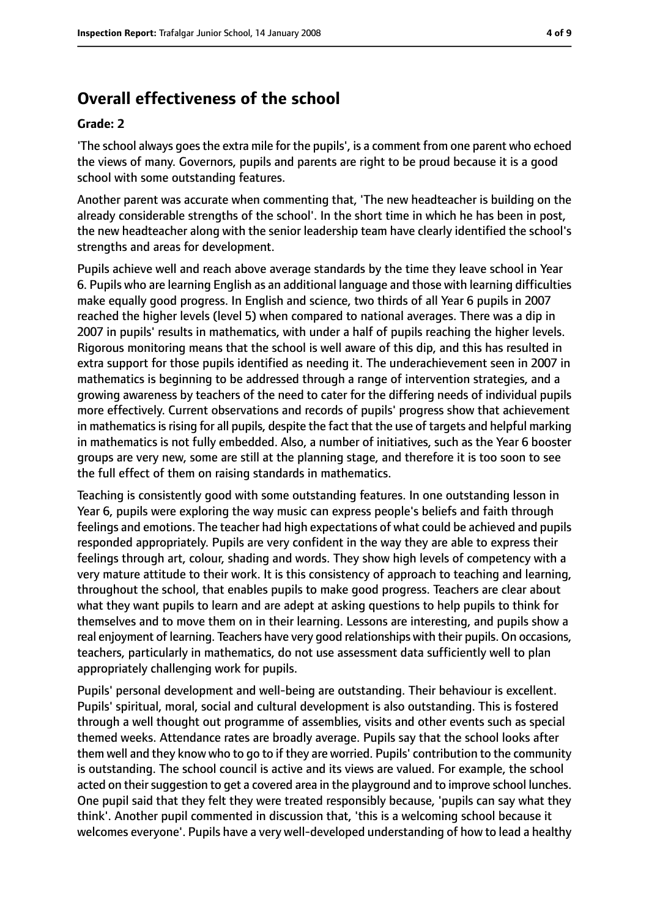## Overall effectiveness of the school

**Grade: 2**

'The school always goes the extra mile for the pupils', is a comment from one parent who echoed the views of many. Governors, pupils and parents are right to be proud because it is a good school with some outstanding features.

Another parent was accurate when commenting that, 'The new headteacher is building on the already considerable strengths of the school'. In the short time in which he has been in post, the new headteacher along with the senior leadership team have clearly identified the school's strengths and areas for development.

Pupils achieve well and reach above average standards by the time they leave school in Year 6. Pupils who are learning English as an additional language and those with learning difficulties make equally good progress. In English and science, two thirds of all Year 6 pupils in 2007 reached the higher levels (level 5) when compared to national averages. There was a dip in 2007 in pupils' results in mathematics, with under a half of pupils reaching the higher levels. Rigorous monitoring means that the school is well aware of this dip, and this has resulted in extra support for those pupils identified as needing it. The underachievement seen in 2007 in mathematics is beginning to be addressed through a range of intervention strategies, and a growing awareness by teachers of the need to cater for the differing needs of individual pupils more effectively. Current observations and records of pupils' progress show that achievement in mathematics is rising for all pupils, despite the fact that the use of targets and helpful marking in mathematics is not fully embedded. Also, a number of initiatives, such as the Year 6 booster groups are very new, some are still at the planning stage, and therefore it is too soon to see the full effect of them on raising standards in mathematics.

Teaching is consistently good with some outstanding features. In one outstanding lesson in Year 6, pupils were exploring the way music can express people's beliefs and faith through feelings and emotions. The teacher had high expectations of what could be achieved and pupils responded appropriately. Pupils are very confident in the way they are able to express their feelings through art, colour, shading and words. They show high levels of competency with a very mature attitude to their work. It is this consistency of approach to teaching and learning, throughout the school, that enables pupils to make good progress. Teachers are clear about what they want pupils to learn and are adept at asking questions to help pupils to think for themselves and to move them on in their learning. Lessons are interesting, and pupils show a real enjoyment of learning. Teachers have very good relationships with their pupils. On occasions, teachers, particularly in mathematics, do not use assessment data sufficiently well to plan appropriately challenging work for pupils.

Pupils' personal development and well-being are outstanding. Their behaviour is excellent. Pupils' spiritual, moral, social and cultural development is also outstanding. This is fostered through a well thought out programme of assemblies, visits and other events such as special themed weeks. Attendance rates are broadly average. Pupils say that the school looks after them well and they know who to go to if they are worried. Pupils' contribution to the community is outstanding. The school council is active and its views are valued. For example, the school acted on their suggestion to get a covered area in the playground and to improve school lunches. One pupil said that they felt they were treated responsibly because, 'pupils can say what they think'. Another pupil commented in discussion that, 'this is a welcoming school because it welcomes everyone'. Pupils have a very well-developed understanding of how to lead a healthy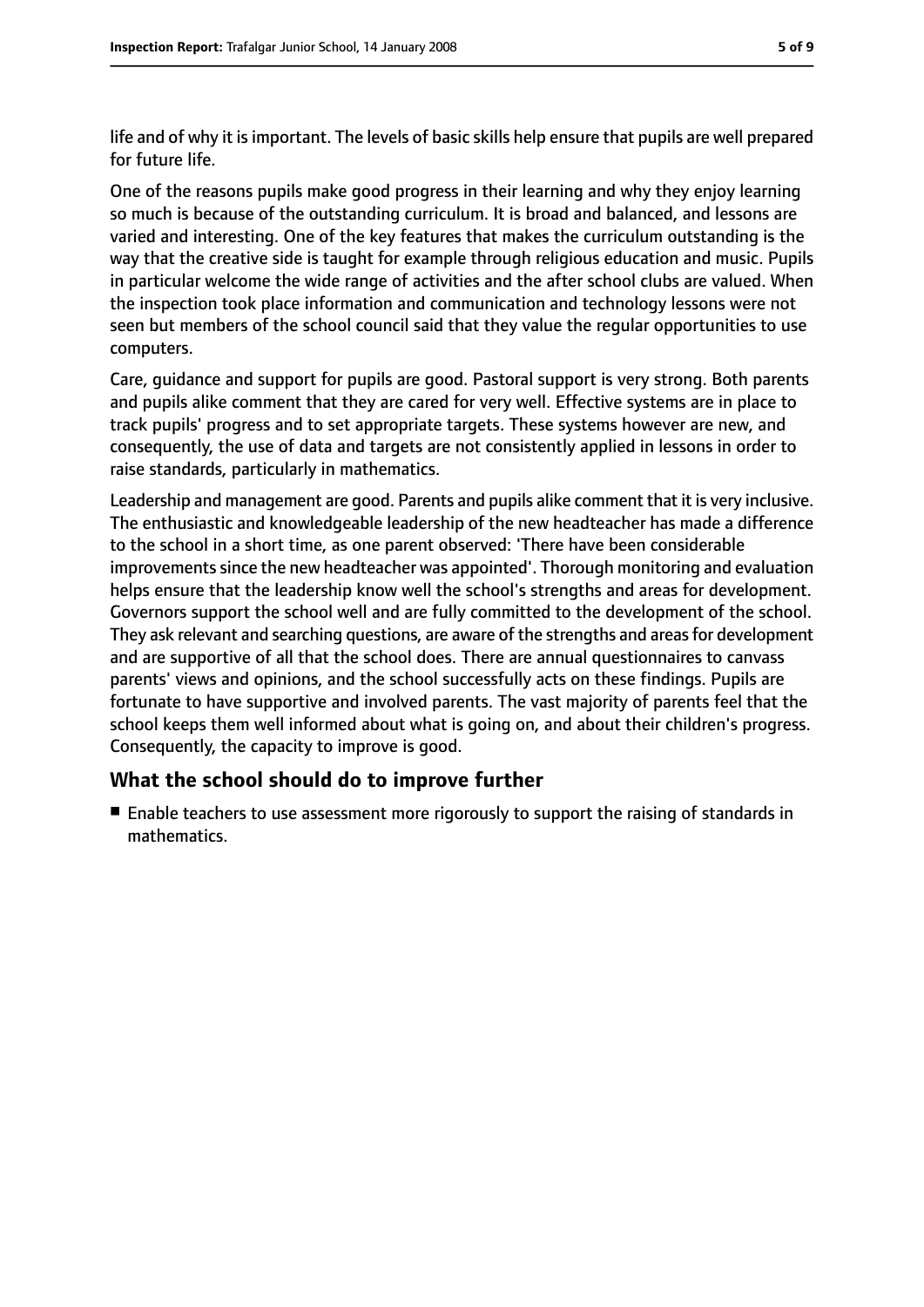life and of why it is important. The levels of basic skills help ensure that pupils are well prepared for future life.

One of the reasons pupils make good progress in their learning and why they enjoy learning so much is because of the outstanding curriculum. It is broad and balanced, and lessons are varied and interesting. One of the key features that makes the curriculum outstanding is the way that the creative side is taught for example through religious education and music. Pupils in particular welcome the wide range of activities and the after school clubs are valued. When the inspection took place information and communication and technology lessons were not seen but members of the school council said that they value the regular opportunities to use computers.

Care, guidance and support for pupils are good. Pastoral support is very strong. Both parents and pupils alike comment that they are cared for very well. Effective systems are in place to track pupils' progress and to set appropriate targets. These systems however are new, and consequently, the use of data and targets are not consistently applied in lessons in order to raise standards, particularly in mathematics.

Leadership and management are good. Parents and pupils alike comment that it is very inclusive. The enthusiastic and knowledgeable leadership of the new headteacher has made a difference to the school in a short time, as one parent observed: 'There have been considerable improvements since the new headteacher was appointed'. Thorough monitoring and evaluation helps ensure that the leadership know well the school's strengths and areas for development. Governors support the school well and are fully committed to the development of the school. They ask relevant and searching questions, are aware of the strengths and areas for development and are supportive of all that the school does. There are annual questionnaires to canvass parents' views and opinions, and the school successfully acts on these findings. Pupils are fortunate to have supportive and involved parents. The vast majority of parents feel that the school keeps them well informed about what is going on, and about their children's progress. Consequently, the capacity to improve is good.

## What the school should do to improve further

- Enable teachers to use assessment more rigorously to support the raising of standards in mathematics.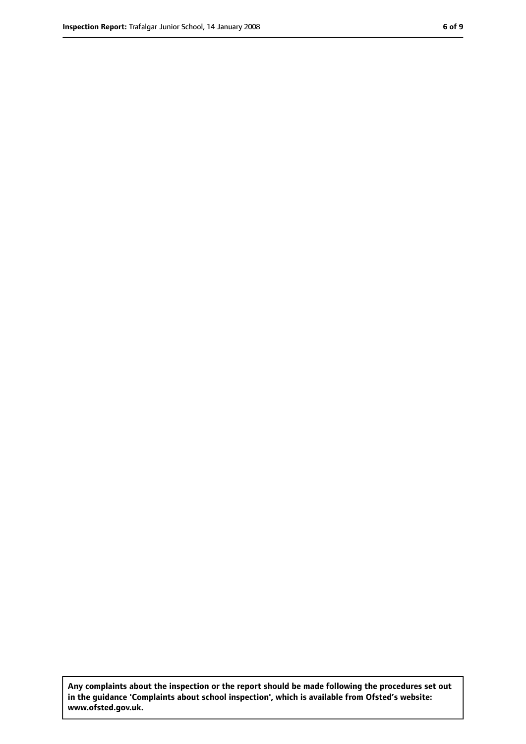**Any complaints about the inspection or the report should be made following the procedures set out in the guidance 'Complaints about school inspection', which is available from Ofsted's website: www.ofsted.gov.uk.**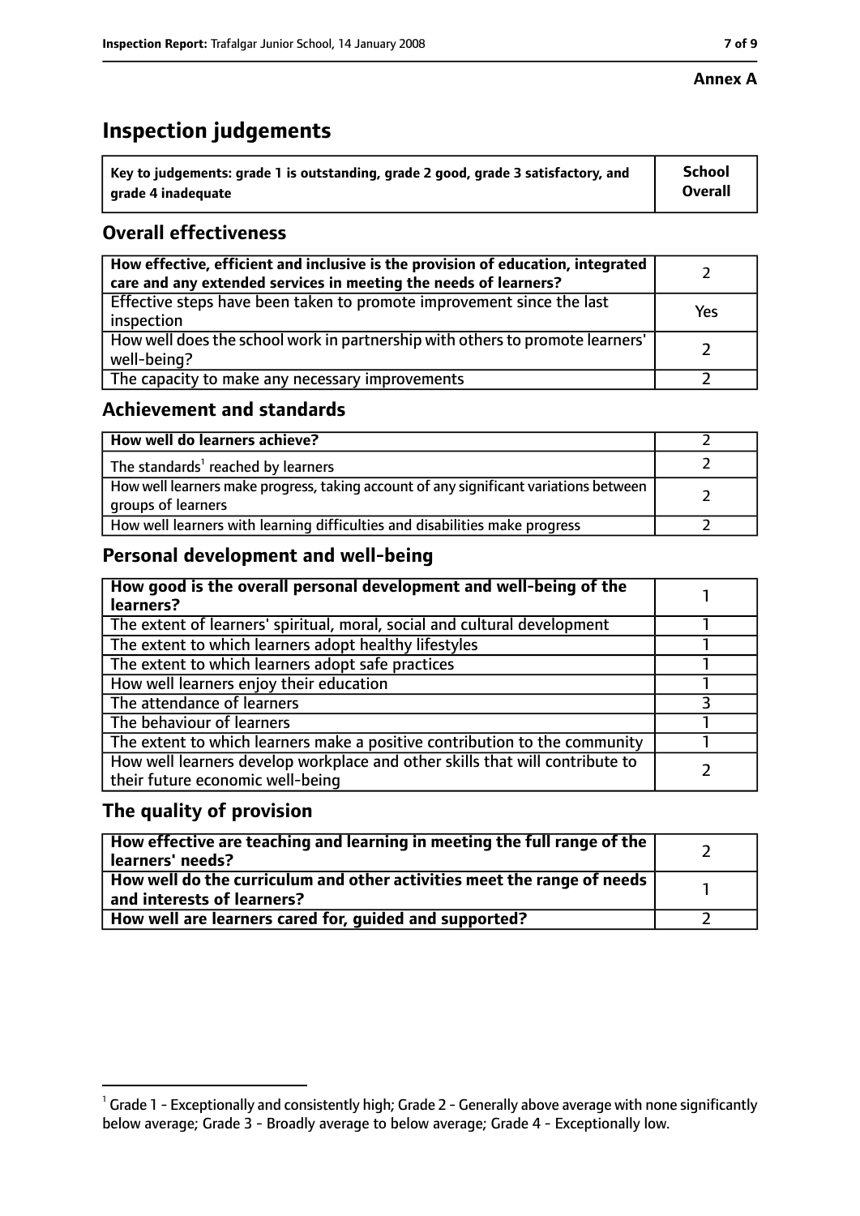**Annex A**

# Inspection judgements

| Key to judgements: grade 1 is outstanding, grade 2 good, grade 3 satisfactory, and grade 4 inadequate | School Overall |
|---|---|

## Overall effectiveness

| | |
|---|---|
| How effective, efficient and inclusive is the provision of education, integrated care and any extended services in meeting the needs of learners? | 2 |
| Effective steps have been taken to promote improvement since the last inspection | Yes |
| How well does the school work in partnership with others to promote learners' well-being? | 2 |
| The capacity to make any necessary improvements | 2 |

## Achievement and standards

| | |
|---|---|
| How well do learners achieve? | 2 |
| The standards[1] reached by learners | 2 |
| How well learners make progress, taking account of any significant variations between groups of learners | 2 |
| How well learners with learning difficulties and disabilities make progress | 2 |

## Personal development and well-being

| | |
|---|---|
| How good is the overall personal development and well-being of the learners? | 1 |
| The extent of learners' spiritual, moral, social and cultural development | 1 |
| The extent to which learners adopt healthy lifestyles | 1 |
| The extent to which learners adopt safe practices | 1 |
| How well learners enjoy their education | 1 |
| The attendance of learners | 3 |
| The behaviour of learners | 1 |
| The extent to which learners make a positive contribution to the community | 1 |
| How well learners develop workplace and other skills that will contribute to their future economic well-being | 2 |

## The quality of provision

| | |
|---|---|
| How effective are teaching and learning in meeting the full range of the learners' needs? | 2 |
| How well do the curriculum and other activities meet the range of needs and interests of learners? | 1 |
| How well are learners cared for, guided and supported? | 2 |

[1] Grade 1 - Exceptionally and consistently high; Grade 2 - Generally above average with none significantly below average; Grade 3 - Broadly average to below average; Grade 4 - Exceptionally low.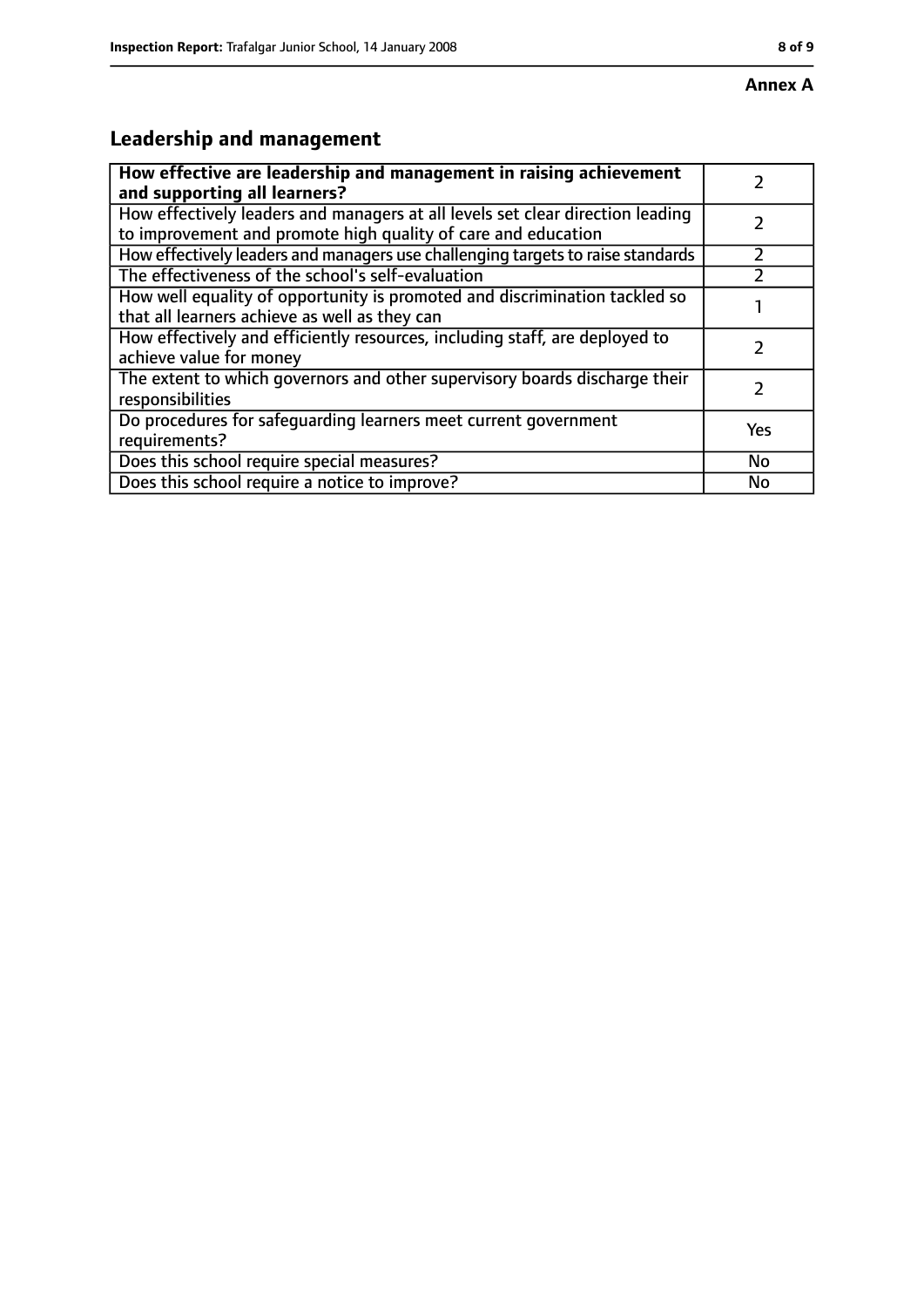**Annex A**

## Leadership and management

| How effective are leadership and management in raising achievement and supporting all learners? | 2 |
|---|---|
| How effectively leaders and managers at all levels set clear direction leading to improvement and promote high quality of care and education | 2 |
| How effectively leaders and managers use challenging targets to raise standards | 2 |
| The effectiveness of the school's self-evaluation | 2 |
| How well equality of opportunity is promoted and discrimination tackled so that all learners achieve as well as they can | 1 |
| How effectively and efficiently resources, including staff, are deployed to achieve value for money | 2 |
| The extent to which governors and other supervisory boards discharge their responsibilities | 2 |
| Do procedures for safeguarding learners meet current government requirements? | Yes |
| Does this school require special measures? | No |
| Does this school require a notice to improve? | No |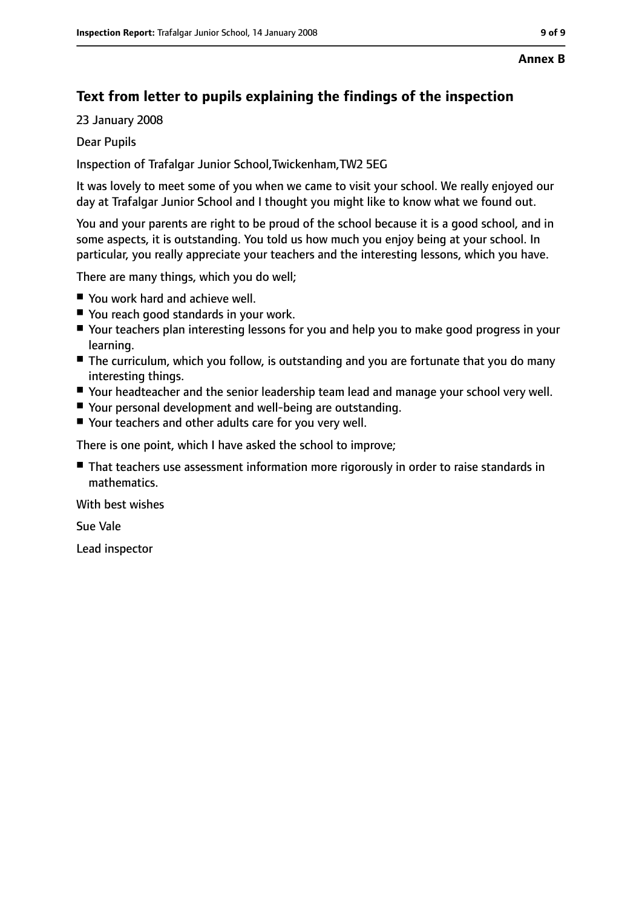**Annex B**

## Text from letter to pupils explaining the findings of the inspection

23 January 2008

Dear Pupils

Inspection of Trafalgar Junior School,Twickenham,TW2 5EG

It was lovely to meet some of you when we came to visit your school. We really enjoyed our day at Trafalgar Junior School and I thought you might like to know what we found out.

You and your parents are right to be proud of the school because it is a good school, and in some aspects, it is outstanding. You told us how much you enjoy being at your school. In particular, you really appreciate your teachers and the interesting lessons, which you have.

There are many things, which you do well;

- You work hard and achieve well.
- You reach good standards in your work.
- Your teachers plan interesting lessons for you and help you to make good progress in your learning.
- The curriculum, which you follow, is outstanding and you are fortunate that you do many interesting things.
- Your headteacher and the senior leadership team lead and manage your school very well.
- Your personal development and well-being are outstanding.
- Your teachers and other adults care for you very well.

There is one point, which I have asked the school to improve;

- That teachers use assessment information more rigorously in order to raise standards in mathematics.

With best wishes

Sue Vale

Lead inspector